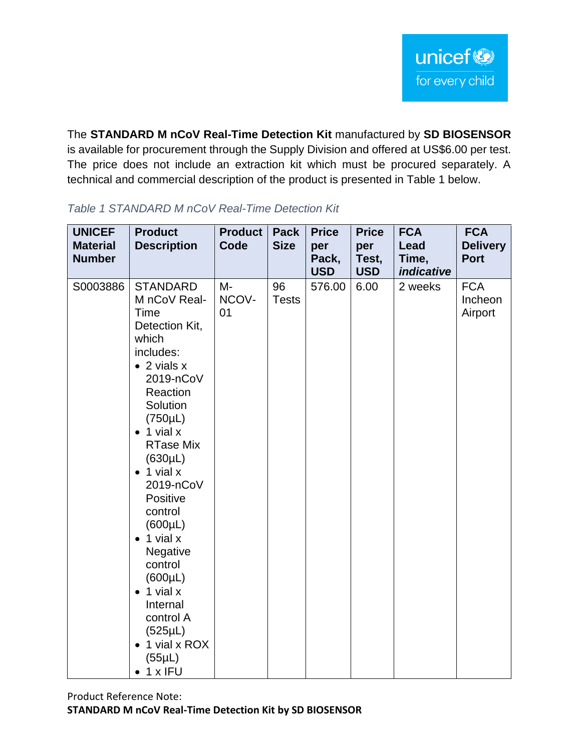The **STANDARD M nCoV Real-Time Detection Kit** manufactured by **SD BIOSENSOR** is available for procurement through the Supply Division and offered at US$6.00 per test. The price does not include an extraction kit which must be procured separately. A technical and commercial description of the product is presented in Table 1 below.

*Table 1 STANDARD M nCoV Real-Time Detection Kit*

| UNICEF Material Number | Product Description | Product Code | Pack Size | Price per Pack, USD | Price per Test, USD | FCA Lead Time, *indicative* | FCA Delivery Port |
|---|---|---|---|---|---|---|---|
| S0003886 | STANDARD M nCoV Real-Time Detection Kit, which includes: <br>• 2 vials x 2019-nCoV Reaction Solution (750µL) <br>• 1 vial x RTase Mix (630µL) <br>• 1 vial x 2019-nCoV Positive control (600µL) <br>• 1 vial x Negative control (600µL) <br>• 1 vial x Internal control A (525µL) <br>• 1 vial x ROX (55µL) <br>• 1 x IFU | M-NCOV-01 | 96 Tests | 576.00 | 6.00 | 2 weeks | FCA Incheon Airport |

Product Reference Note:
**STANDARD M nCoV Real-Time Detection Kit by SD BIOSENSOR**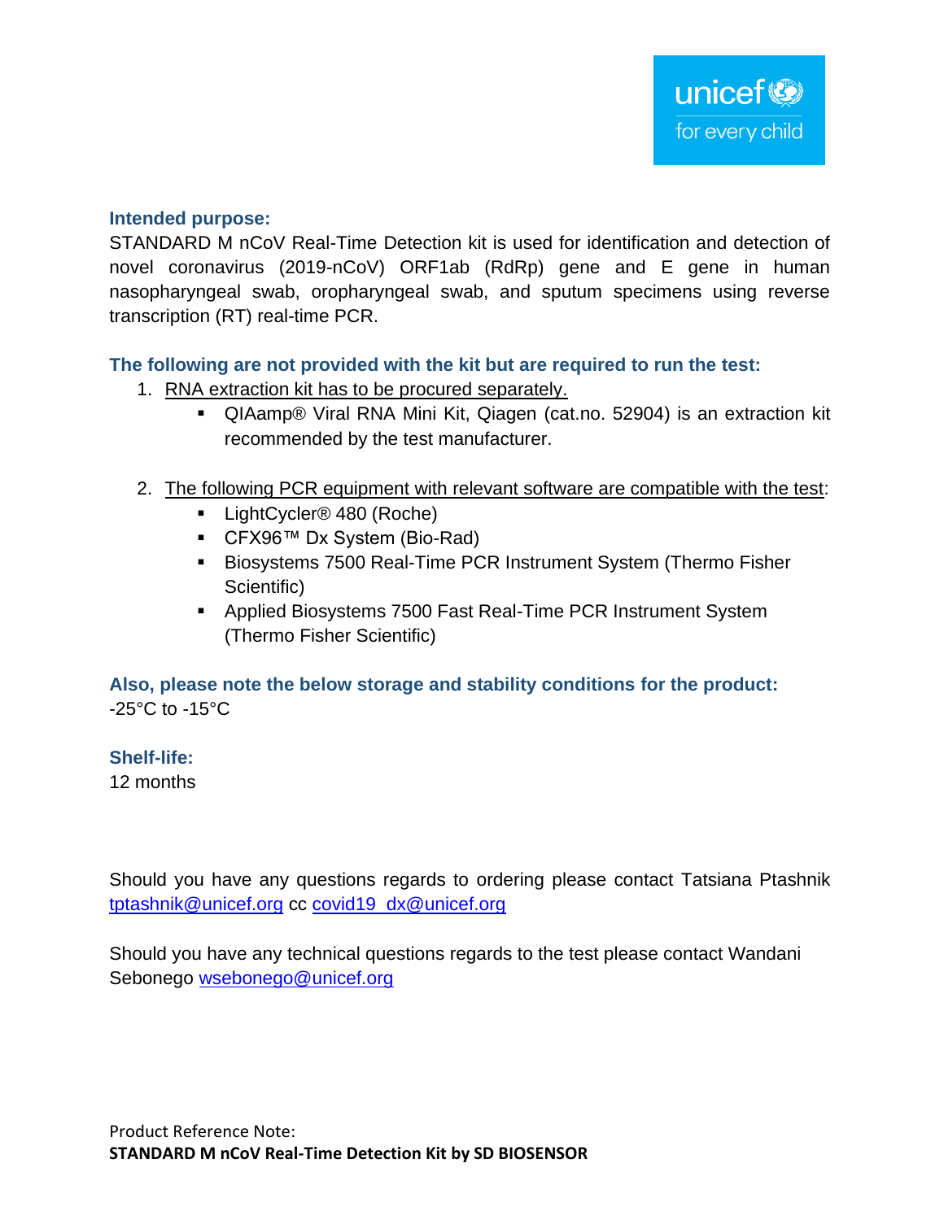### Intended purpose:

STANDARD M nCoV Real-Time Detection kit is used for identification and detection of novel coronavirus (2019-nCoV) ORF1ab (RdRp) gene and E gene in human nasopharyngeal swab, oropharyngeal swab, and sputum specimens using reverse transcription (RT) real-time PCR.

### The following are not provided with the kit but are required to run the test:

1. RNA extraction kit has to be procured separately.
   - QIAamp® Viral RNA Mini Kit, Qiagen (cat.no. 52904) is an extraction kit recommended by the test manufacturer.

2. The following PCR equipment with relevant software are compatible with the test:
   - LightCycler® 480 (Roche)
   - CFX96™ Dx System (Bio-Rad)
   - Biosystems 7500 Real-Time PCR Instrument System (Thermo Fisher Scientific)
   - Applied Biosystems 7500 Fast Real-Time PCR Instrument System (Thermo Fisher Scientific)

### Also, please note the below storage and stability conditions for the product:

-25°C to -15°C

### Shelf-life:

12 months

Should you have any questions regards to ordering please contact Tatsiana Ptashnik tptashnik@unicef.org cc covid19_dx@unicef.org

Should you have any technical questions regards to the test please contact Wandani Sebonego wsebonego@unicef.org

Product Reference Note:
**STANDARD M nCoV Real-Time Detection Kit by SD BIOSENSOR**